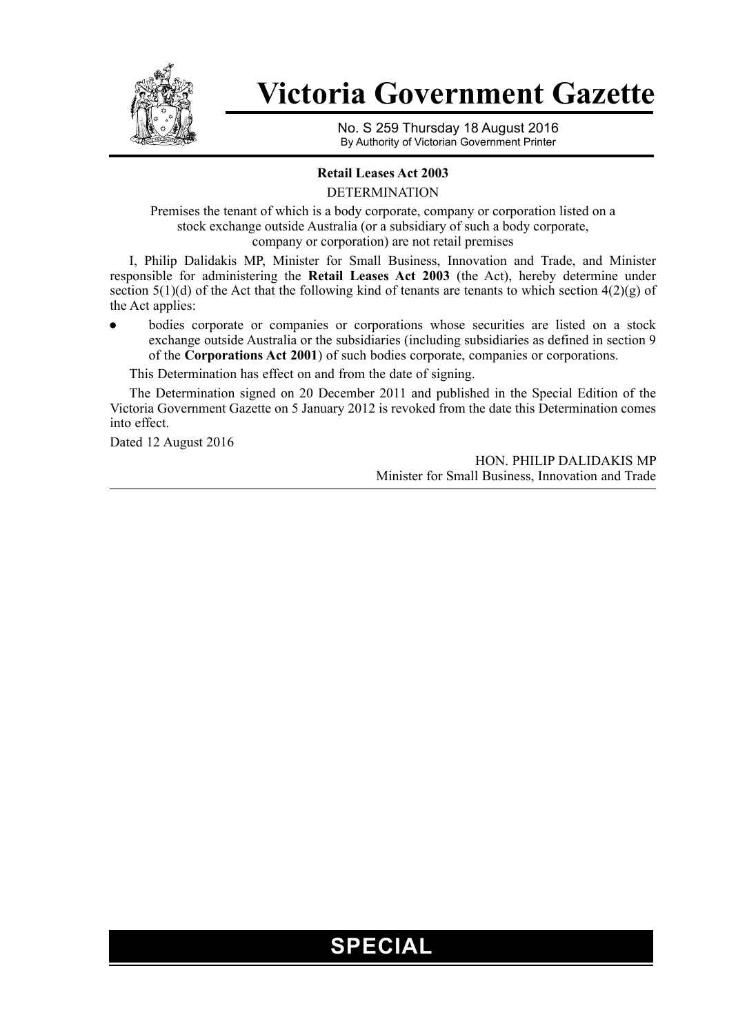# Victoria Government Gazette

No. S 259 Thursday 18 August 2016
By Authority of Victorian Government Printer

## Retail Leases Act 2003

DETERMINATION

Premises the tenant of which is a body corporate, company or corporation listed on a stock exchange outside Australia (or a subsidiary of such a body corporate, company or corporation) are not retail premises

I, Philip Dalidakis MP, Minister for Small Business, Innovation and Trade, and Minister responsible for administering the **Retail Leases Act 2003** (the Act), hereby determine under section 5(1)(d) of the Act that the following kind of tenants are tenants to which section 4(2)(g) of the Act applies:

- bodies corporate or companies or corporations whose securities are listed on a stock exchange outside Australia or the subsidiaries (including subsidiaries as defined in section 9 of the **Corporations Act 2001**) of such bodies corporate, companies or corporations.

This Determination has effect on and from the date of signing.

The Determination signed on 20 December 2011 and published in the Special Edition of the Victoria Government Gazette on 5 January 2012 is revoked from the date this Determination comes into effect.

Dated 12 August 2016

HON. PHILIP DALIDAKIS MP
Minister for Small Business, Innovation and Trade

**SPECIAL**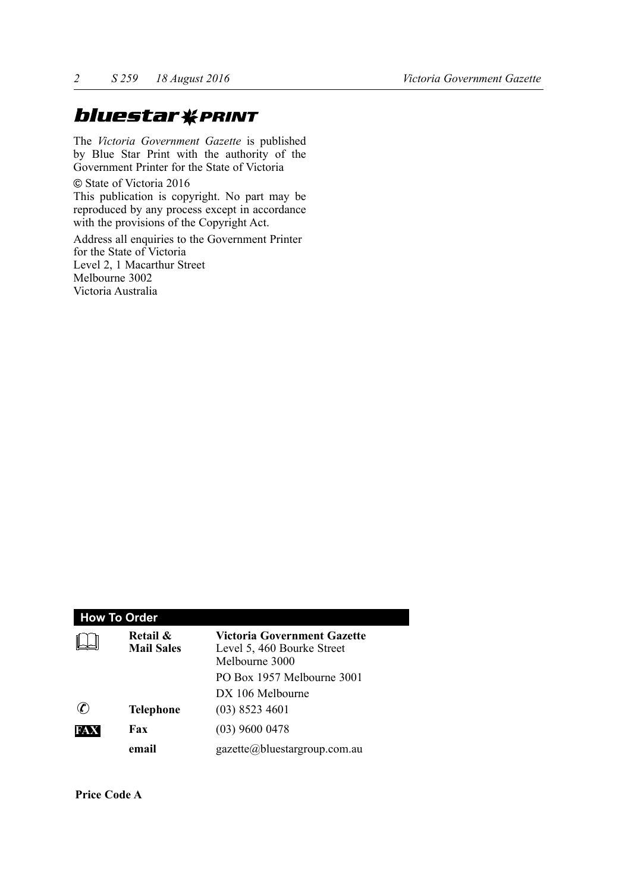**bluestar PRINT**

The *Victoria Government Gazette* is published by Blue Star Print with the authority of the Government Printer for the State of Victoria

© State of Victoria 2016

This publication is copyright. No part may be reproduced by any process except in accordance with the provisions of the Copyright Act.

Address all enquiries to the Government Printer for the State of Victoria
Level 2, 1 Macarthur Street
Melbourne 3002
Victoria Australia

## How To Order

| | | |
|---|---|---|
| **Retail & Mail Sales** | **Victoria Government Gazette** | |
| | Level 5, 460 Bourke Street | |
| | Melbourne 3000 | |
| | PO Box 1957 Melbourne 3001 | |
| | DX 106 Melbourne | |
| **Telephone** | (03) 8523 4601 | |
| **Fax** | (03) 9600 0478 | |
| **email** | gazette@bluestargroup.com.au | |

**Price Code A**